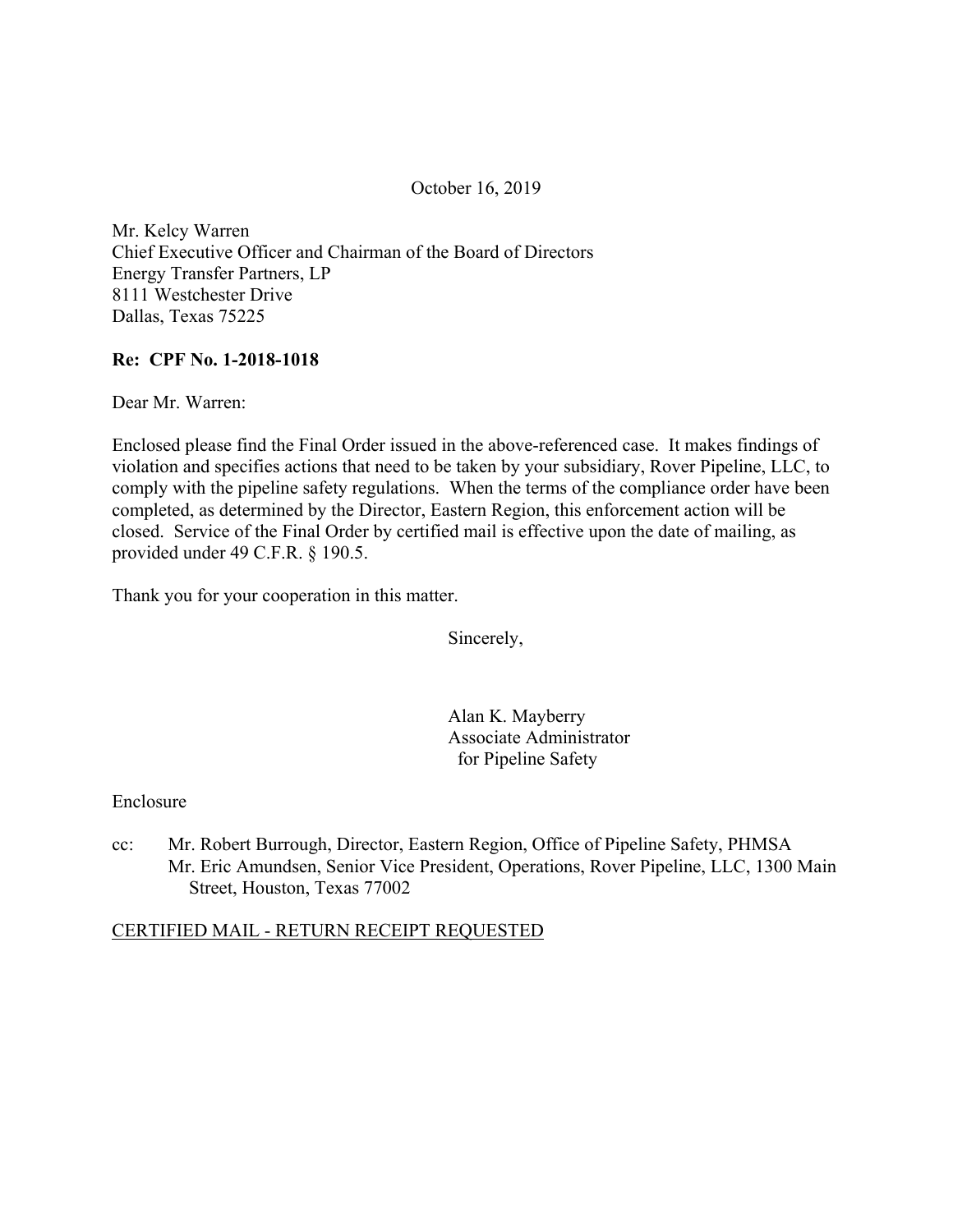October 16, 2019

Mr. Kelcy Warren
Chief Executive Officer and Chairman of the Board of Directors
Energy Transfer Partners, LP
8111 Westchester Drive
Dallas, Texas 75225

**Re: CPF No. 1-2018-1018**

Dear Mr. Warren:

Enclosed please find the Final Order issued in the above-referenced case. It makes findings of violation and specifies actions that need to be taken by your subsidiary, Rover Pipeline, LLC, to comply with the pipeline safety regulations. When the terms of the compliance order have been completed, as determined by the Director, Eastern Region, this enforcement action will be closed. Service of the Final Order by certified mail is effective upon the date of mailing, as provided under 49 C.F.R. § 190.5.

Thank you for your cooperation in this matter.

Sincerely,

Alan K. Mayberry
Associate Administrator
for Pipeline Safety

Enclosure

cc: Mr. Robert Burrough, Director, Eastern Region, Office of Pipeline Safety, PHMSA
Mr. Eric Amundsen, Senior Vice President, Operations, Rover Pipeline, LLC, 1300 Main Street, Houston, Texas 77002

CERTIFIED MAIL - RETURN RECEIPT REQUESTED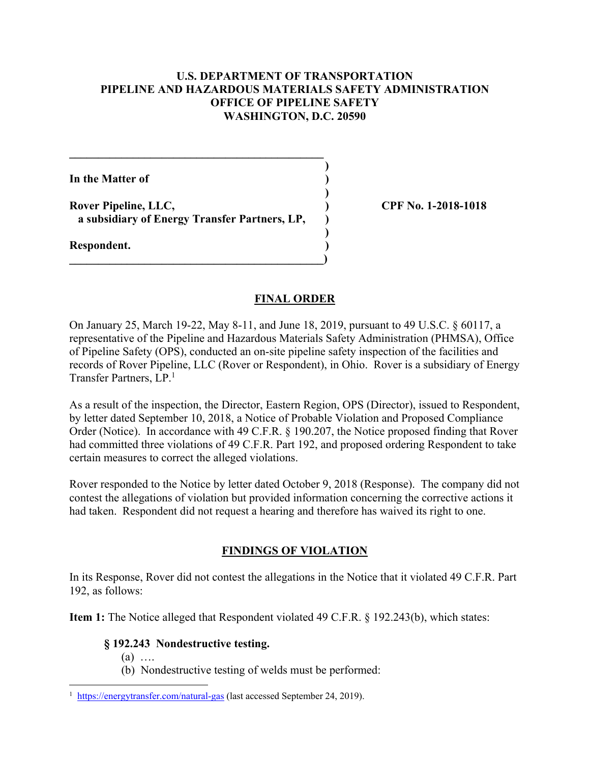**U.S. DEPARTMENT OF TRANSPORTATION**
**PIPELINE AND HAZARDOUS MATERIALS SAFETY ADMINISTRATION**
**OFFICE OF PIPELINE SAFETY**
**WASHINGTON, D.C. 20590**

| | |
|---|---|
| **In the Matter of** | |
| **Rover Pipeline, LLC,** | **CPF No. 1-2018-1018** |
| **a subsidiary of Energy Transfer Partners, LP,** | |
| **Respondent.** | |

## FINAL ORDER

On January 25, March 19-22, May 8-11, and June 18, 2019, pursuant to 49 U.S.C. § 60117, a representative of the Pipeline and Hazardous Materials Safety Administration (PHMSA), Office of Pipeline Safety (OPS), conducted an on-site pipeline safety inspection of the facilities and records of Rover Pipeline, LLC (Rover or Respondent), in Ohio. Rover is a subsidiary of Energy Transfer Partners, LP.[1]

As a result of the inspection, the Director, Eastern Region, OPS (Director), issued to Respondent, by letter dated September 10, 2018, a Notice of Probable Violation and Proposed Compliance Order (Notice). In accordance with 49 C.F.R. § 190.207, the Notice proposed finding that Rover had committed three violations of 49 C.F.R. Part 192, and proposed ordering Respondent to take certain measures to correct the alleged violations.

Rover responded to the Notice by letter dated October 9, 2018 (Response). The company did not contest the allegations of violation but provided information concerning the corrective actions it had taken. Respondent did not request a hearing and therefore has waived its right to one.

## FINDINGS OF VIOLATION

In its Response, Rover did not contest the allegations in the Notice that it violated 49 C.F.R. Part 192, as follows:

**Item 1:** The Notice alleged that Respondent violated 49 C.F.R. § 192.243(b), which states:

> **§ 192.243 Nondestructive testing.**
> (a) ….
> (b) Nondestructive testing of welds must be performed:

---

[1] https://energytransfer.com/natural-gas (last accessed September 24, 2019).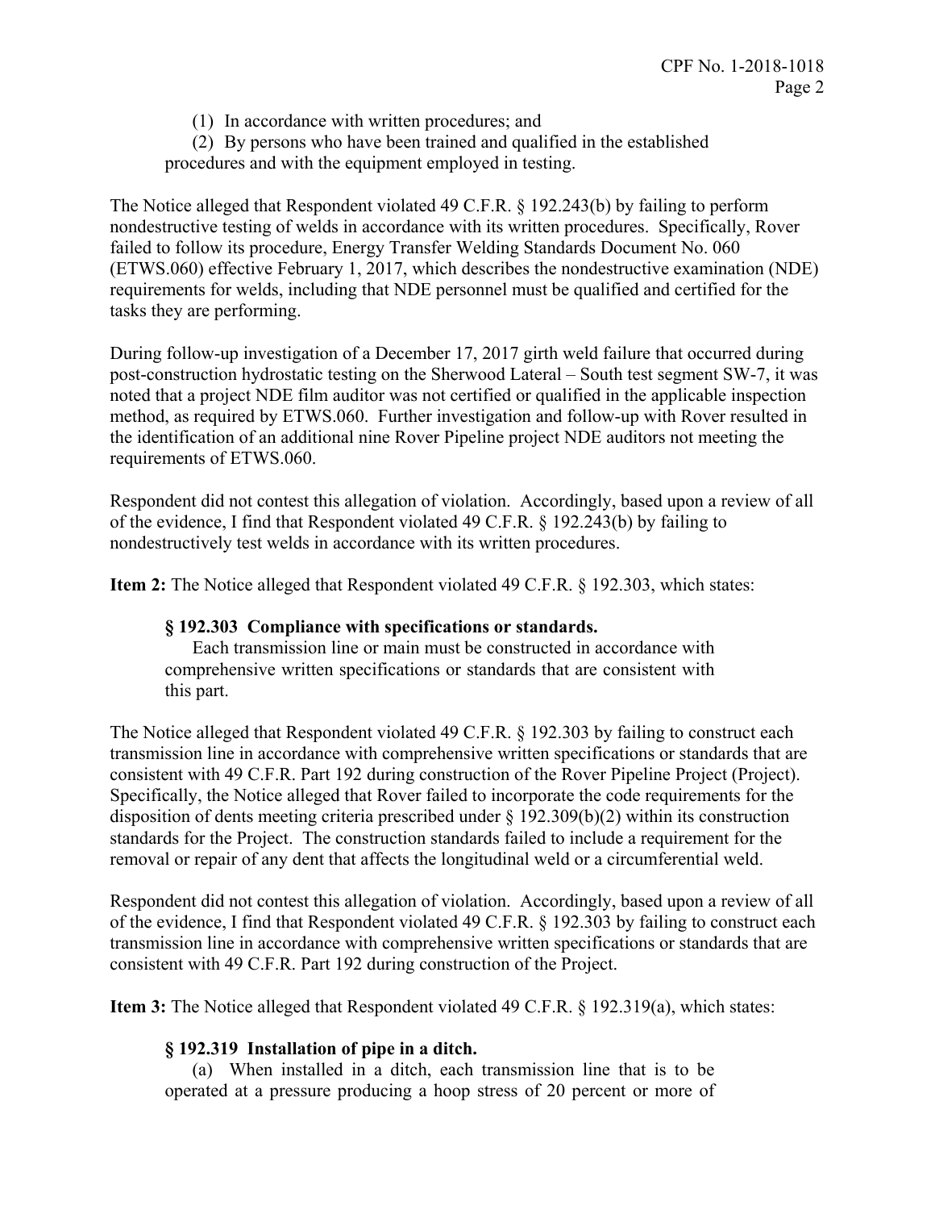(1) In accordance with written procedures; and

(2) By persons who have been trained and qualified in the established procedures and with the equipment employed in testing.

The Notice alleged that Respondent violated 49 C.F.R. § 192.243(b) by failing to perform nondestructive testing of welds in accordance with its written procedures. Specifically, Rover failed to follow its procedure, Energy Transfer Welding Standards Document No. 060 (ETWS.060) effective February 1, 2017, which describes the nondestructive examination (NDE) requirements for welds, including that NDE personnel must be qualified and certified for the tasks they are performing.

During follow-up investigation of a December 17, 2017 girth weld failure that occurred during post-construction hydrostatic testing on the Sherwood Lateral – South test segment SW-7, it was noted that a project NDE film auditor was not certified or qualified in the applicable inspection method, as required by ETWS.060. Further investigation and follow-up with Rover resulted in the identification of an additional nine Rover Pipeline project NDE auditors not meeting the requirements of ETWS.060.

Respondent did not contest this allegation of violation. Accordingly, based upon a review of all of the evidence, I find that Respondent violated 49 C.F.R. § 192.243(b) by failing to nondestructively test welds in accordance with its written procedures.

**Item 2:** The Notice alleged that Respondent violated 49 C.F.R. § 192.303, which states:

> **§ 192.303 Compliance with specifications or standards.**
>
> Each transmission line or main must be constructed in accordance with comprehensive written specifications or standards that are consistent with this part.

The Notice alleged that Respondent violated 49 C.F.R. § 192.303 by failing to construct each transmission line in accordance with comprehensive written specifications or standards that are consistent with 49 C.F.R. Part 192 during construction of the Rover Pipeline Project (Project). Specifically, the Notice alleged that Rover failed to incorporate the code requirements for the disposition of dents meeting criteria prescribed under § 192.309(b)(2) within its construction standards for the Project. The construction standards failed to include a requirement for the removal or repair of any dent that affects the longitudinal weld or a circumferential weld.

Respondent did not contest this allegation of violation. Accordingly, based upon a review of all of the evidence, I find that Respondent violated 49 C.F.R. § 192.303 by failing to construct each transmission line in accordance with comprehensive written specifications or standards that are consistent with 49 C.F.R. Part 192 during construction of the Project.

**Item 3:** The Notice alleged that Respondent violated 49 C.F.R. § 192.319(a), which states:

> **§ 192.319 Installation of pipe in a ditch.**
>
> (a) When installed in a ditch, each transmission line that is to be operated at a pressure producing a hoop stress of 20 percent or more of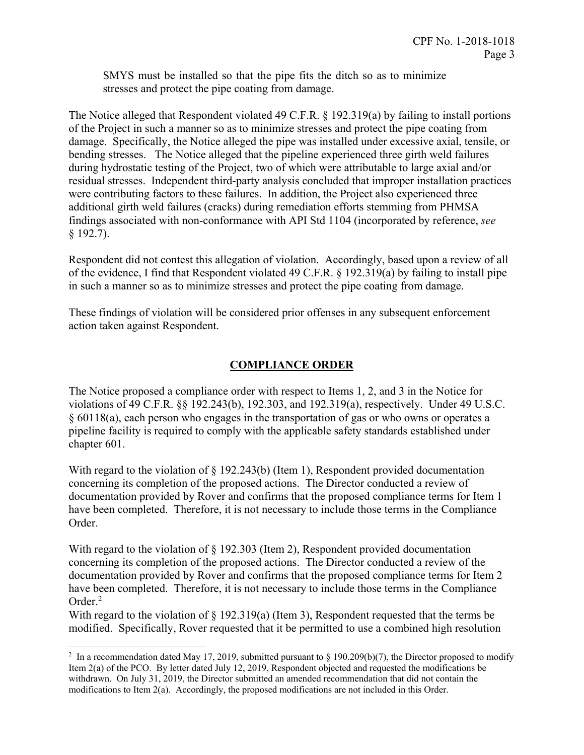SMYS must be installed so that the pipe fits the ditch so as to minimize stresses and protect the pipe coating from damage.

The Notice alleged that Respondent violated 49 C.F.R. § 192.319(a) by failing to install portions of the Project in such a manner so as to minimize stresses and protect the pipe coating from damage. Specifically, the Notice alleged the pipe was installed under excessive axial, tensile, or bending stresses. The Notice alleged that the pipeline experienced three girth weld failures during hydrostatic testing of the Project, two of which were attributable to large axial and/or residual stresses. Independent third-party analysis concluded that improper installation practices were contributing factors to these failures. In addition, the Project also experienced three additional girth weld failures (cracks) during remediation efforts stemming from PHMSA findings associated with non-conformance with API Std 1104 (incorporated by reference, *see* § 192.7).

Respondent did not contest this allegation of violation. Accordingly, based upon a review of all of the evidence, I find that Respondent violated 49 C.F.R. § 192.319(a) by failing to install pipe in such a manner so as to minimize stresses and protect the pipe coating from damage.

These findings of violation will be considered prior offenses in any subsequent enforcement action taken against Respondent.

## COMPLIANCE ORDER

The Notice proposed a compliance order with respect to Items 1, 2, and 3 in the Notice for violations of 49 C.F.R. §§ 192.243(b), 192.303, and 192.319(a), respectively. Under 49 U.S.C. § 60118(a), each person who engages in the transportation of gas or who owns or operates a pipeline facility is required to comply with the applicable safety standards established under chapter 601.

With regard to the violation of § 192.243(b) (Item 1), Respondent provided documentation concerning its completion of the proposed actions. The Director conducted a review of documentation provided by Rover and confirms that the proposed compliance terms for Item 1 have been completed. Therefore, it is not necessary to include those terms in the Compliance Order.

With regard to the violation of § 192.303 (Item 2), Respondent provided documentation concerning its completion of the proposed actions. The Director conducted a review of the documentation provided by Rover and confirms that the proposed compliance terms for Item 2 have been completed. Therefore, it is not necessary to include those terms in the Compliance Order.[2]

With regard to the violation of § 192.319(a) (Item 3), Respondent requested that the terms be modified. Specifically, Rover requested that it be permitted to use a combined high resolution

[2] In a recommendation dated May 17, 2019, submitted pursuant to § 190.209(b)(7), the Director proposed to modify Item 2(a) of the PCO. By letter dated July 12, 2019, Respondent objected and requested the modifications be withdrawn. On July 31, 2019, the Director submitted an amended recommendation that did not contain the modifications to Item 2(a). Accordingly, the proposed modifications are not included in this Order.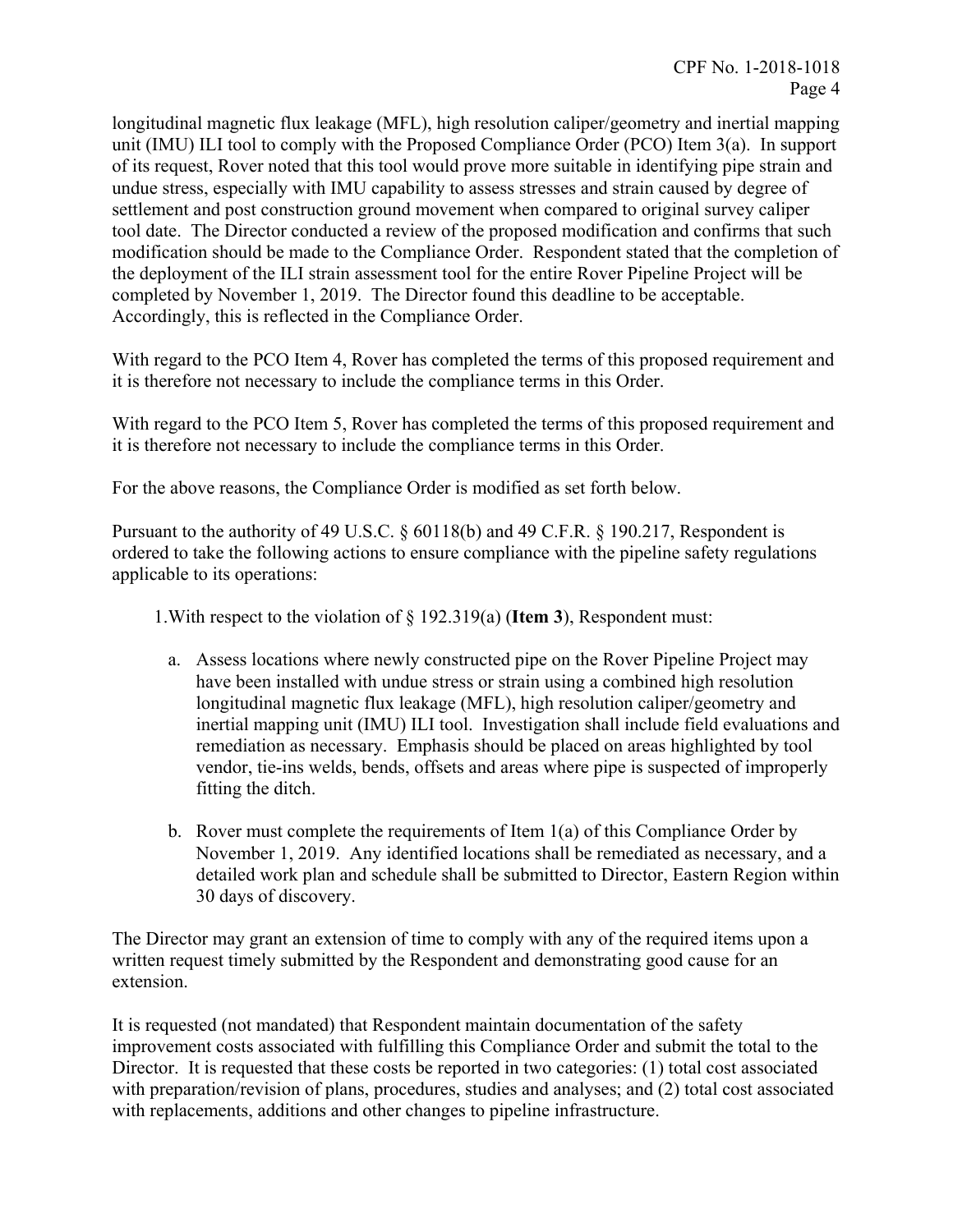longitudinal magnetic flux leakage (MFL), high resolution caliper/geometry and inertial mapping unit (IMU) ILI tool to comply with the Proposed Compliance Order (PCO) Item 3(a). In support of its request, Rover noted that this tool would prove more suitable in identifying pipe strain and undue stress, especially with IMU capability to assess stresses and strain caused by degree of settlement and post construction ground movement when compared to original survey caliper tool date. The Director conducted a review of the proposed modification and confirms that such modification should be made to the Compliance Order. Respondent stated that the completion of the deployment of the ILI strain assessment tool for the entire Rover Pipeline Project will be completed by November 1, 2019. The Director found this deadline to be acceptable. Accordingly, this is reflected in the Compliance Order.

With regard to the PCO Item 4, Rover has completed the terms of this proposed requirement and it is therefore not necessary to include the compliance terms in this Order.

With regard to the PCO Item 5, Rover has completed the terms of this proposed requirement and it is therefore not necessary to include the compliance terms in this Order.

For the above reasons, the Compliance Order is modified as set forth below.

Pursuant to the authority of 49 U.S.C. § 60118(b) and 49 C.F.R. § 190.217, Respondent is ordered to take the following actions to ensure compliance with the pipeline safety regulations applicable to its operations:

1. With respect to the violation of § 192.319(a) (**Item 3**), Respondent must:

   a. Assess locations where newly constructed pipe on the Rover Pipeline Project may have been installed with undue stress or strain using a combined high resolution longitudinal magnetic flux leakage (MFL), high resolution caliper/geometry and inertial mapping unit (IMU) ILI tool. Investigation shall include field evaluations and remediation as necessary. Emphasis should be placed on areas highlighted by tool vendor, tie-ins welds, bends, offsets and areas where pipe is suspected of improperly fitting the ditch.

   b. Rover must complete the requirements of Item 1(a) of this Compliance Order by November 1, 2019. Any identified locations shall be remediated as necessary, and a detailed work plan and schedule shall be submitted to Director, Eastern Region within 30 days of discovery.

The Director may grant an extension of time to comply with any of the required items upon a written request timely submitted by the Respondent and demonstrating good cause for an extension.

It is requested (not mandated) that Respondent maintain documentation of the safety improvement costs associated with fulfilling this Compliance Order and submit the total to the Director. It is requested that these costs be reported in two categories: (1) total cost associated with preparation/revision of plans, procedures, studies and analyses; and (2) total cost associated with replacements, additions and other changes to pipeline infrastructure.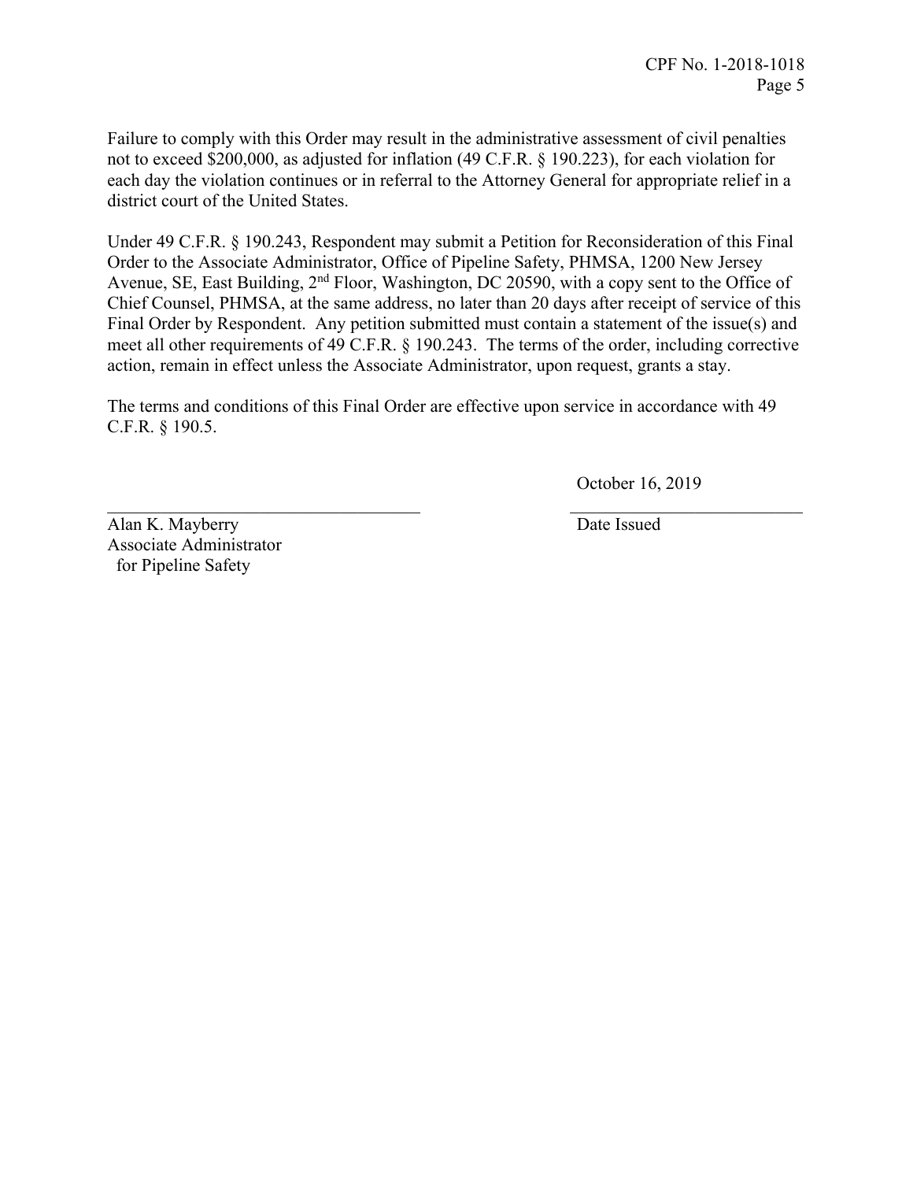Failure to comply with this Order may result in the administrative assessment of civil penalties not to exceed $200,000, as adjusted for inflation (49 C.F.R. § 190.223), for each violation for each day the violation continues or in referral to the Attorney General for appropriate relief in a district court of the United States.

Under 49 C.F.R. § 190.243, Respondent may submit a Petition for Reconsideration of this Final Order to the Associate Administrator, Office of Pipeline Safety, PHMSA, 1200 New Jersey Avenue, SE, East Building, 2nd Floor, Washington, DC 20590, with a copy sent to the Office of Chief Counsel, PHMSA, at the same address, no later than 20 days after receipt of service of this Final Order by Respondent. Any petition submitted must contain a statement of the issue(s) and meet all other requirements of 49 C.F.R. § 190.243. The terms of the order, including corrective action, remain in effect unless the Associate Administrator, upon request, grants a stay.

The terms and conditions of this Final Order are effective upon service in accordance with 49 C.F.R. § 190.5.

October 16, 2019

\_\_\_\_\_\_\_\_\_\_\_\_\_\_\_\_\_\_\_\_\_\_\_\_\_\_\_\_\_\_\_\_\_\_ \_\_\_\_\_\_\_\_\_\_\_\_\_\_\_\_\_\_\_\_\_\_\_\_\_\_

Alan K. Mayberry
Associate Administrator
for Pipeline Safety

Date Issued